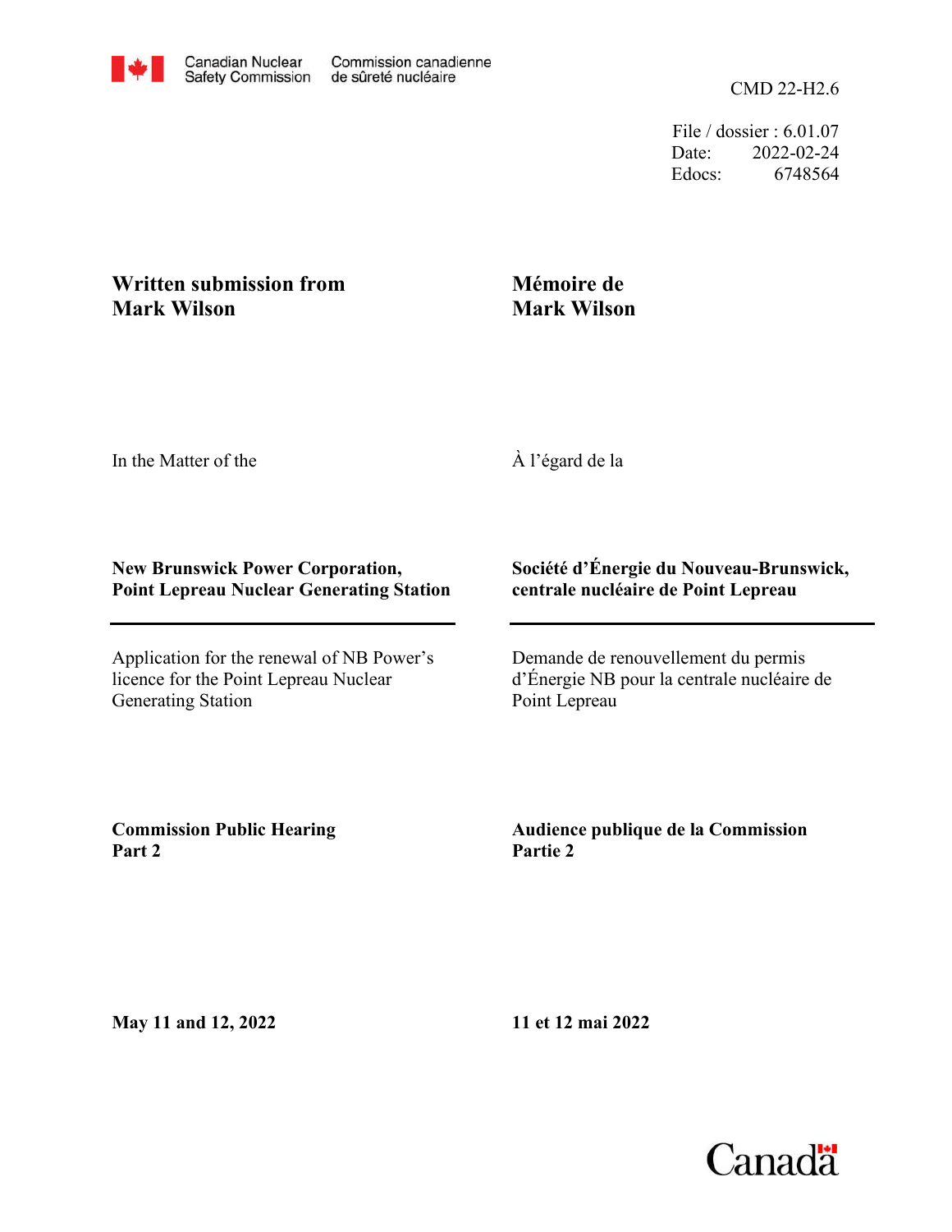Canadian Nuclear Safety Commission | Commission canadienne de sûreté nucléaire

CMD 22-H2.6

File / dossier : 6.01.07
Date: 2022-02-24
Edocs: 6748564

**Written submission from Mark Wilson**

**Mémoire de Mark Wilson**

In the Matter of the

À l'égard de la

**New Brunswick Power Corporation, Point Lepreau Nuclear Generating Station**

**Société d'Énergie du Nouveau-Brunswick, centrale nucléaire de Point Lepreau**

Application for the renewal of NB Power's licence for the Point Lepreau Nuclear Generating Station

Demande de renouvellement du permis d'Énergie NB pour la centrale nucléaire de Point Lepreau

**Commission Public Hearing Part 2**

**Audience publique de la Commission Partie 2**

**May 11 and 12, 2022**

**11 et 12 mai 2022**

Canada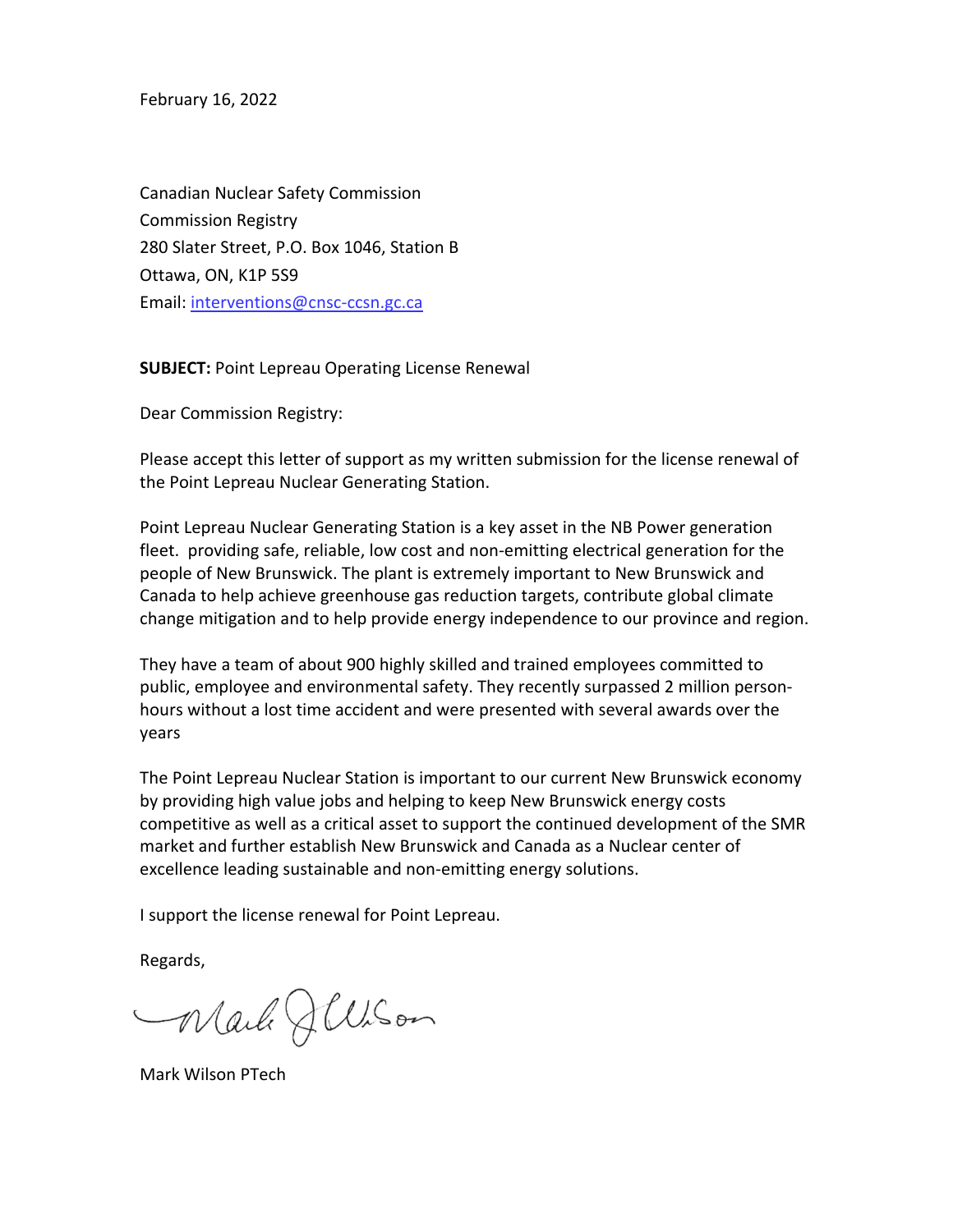February 16, 2022

Canadian Nuclear Safety Commission
Commission Registry
280 Slater Street, P.O. Box 1046, Station B
Ottawa, ON, K1P 5S9
Email: interventions@cnsc-ccsn.gc.ca

**SUBJECT:** Point Lepreau Operating License Renewal

Dear Commission Registry:

Please accept this letter of support as my written submission for the license renewal of the Point Lepreau Nuclear Generating Station.

Point Lepreau Nuclear Generating Station is a key asset in the NB Power generation fleet. providing safe, reliable, low cost and non-emitting electrical generation for the people of New Brunswick. The plant is extremely important to New Brunswick and Canada to help achieve greenhouse gas reduction targets, contribute global climate change mitigation and to help provide energy independence to our province and region.

They have a team of about 900 highly skilled and trained employees committed to public, employee and environmental safety. They recently surpassed 2 million person-hours without a lost time accident and were presented with several awards over the years

The Point Lepreau Nuclear Station is important to our current New Brunswick economy by providing high value jobs and helping to keep New Brunswick energy costs competitive as well as a critical asset to support the continued development of the SMR market and further establish New Brunswick and Canada as a Nuclear center of excellence leading sustainable and non-emitting energy solutions.

I support the license renewal for Point Lepreau.

Regards,

Mark Wilson PTech